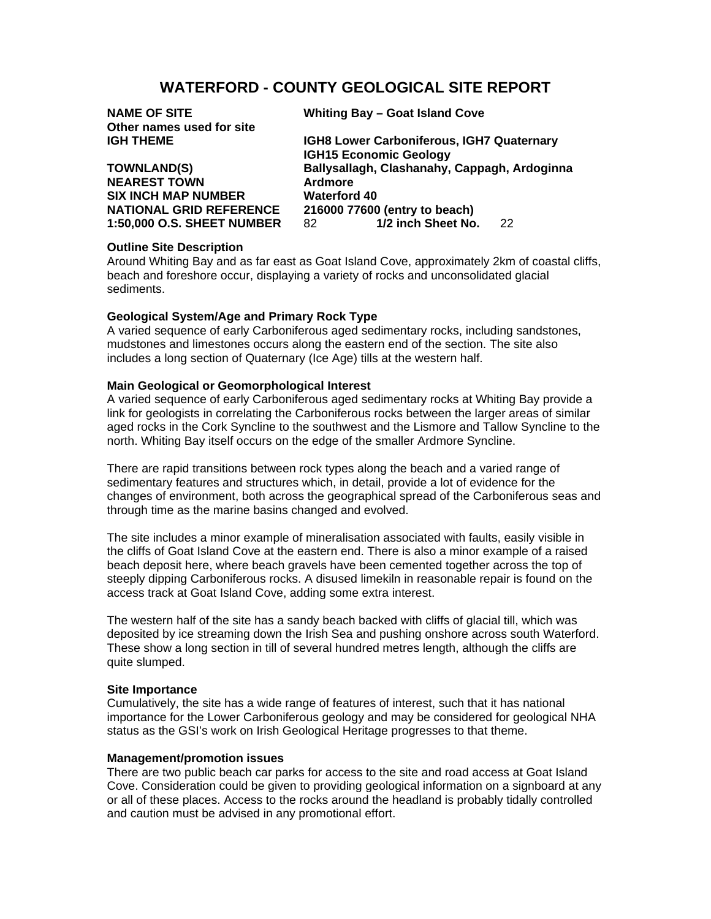# WATERFORD - COUNTY GEOLOGICAL SITE REPORT

**NAME OF SITE** **Whiting Bay – Goat Island Cove**
**Other names used for site**
**IGH THEME** **IGH8 Lower Carboniferous, IGH7 Quaternary IGH15 Economic Geology**
**TOWNLAND(S)** **Ballysallagh, Clashanahy, Cappagh, Ardoginna**
**NEAREST TOWN** **Ardmore**
**SIX INCH MAP NUMBER** **Waterford 40**
**NATIONAL GRID REFERENCE** **216000 77600 (entry to beach)**
**1:50,000 O.S. SHEET NUMBER** 82 **1/2 inch Sheet No.** 22

### Outline Site Description

Around Whiting Bay and as far east as Goat Island Cove, approximately 2km of coastal cliffs, beach and foreshore occur, displaying a variety of rocks and unconsolidated glacial sediments.

### Geological System/Age and Primary Rock Type

A varied sequence of early Carboniferous aged sedimentary rocks, including sandstones, mudstones and limestones occurs along the eastern end of the section. The site also includes a long section of Quaternary (Ice Age) tills at the western half.

### Main Geological or Geomorphological Interest

A varied sequence of early Carboniferous aged sedimentary rocks at Whiting Bay provide a link for geologists in correlating the Carboniferous rocks between the larger areas of similar aged rocks in the Cork Syncline to the southwest and the Lismore and Tallow Syncline to the north. Whiting Bay itself occurs on the edge of the smaller Ardmore Syncline.

There are rapid transitions between rock types along the beach and a varied range of sedimentary features and structures which, in detail, provide a lot of evidence for the changes of environment, both across the geographical spread of the Carboniferous seas and through time as the marine basins changed and evolved.

The site includes a minor example of mineralisation associated with faults, easily visible in the cliffs of Goat Island Cove at the eastern end. There is also a minor example of a raised beach deposit here, where beach gravels have been cemented together across the top of steeply dipping Carboniferous rocks. A disused limekiln in reasonable repair is found on the access track at Goat Island Cove, adding some extra interest.

The western half of the site has a sandy beach backed with cliffs of glacial till, which was deposited by ice streaming down the Irish Sea and pushing onshore across south Waterford. These show a long section in till of several hundred metres length, although the cliffs are quite slumped.

### Site Importance

Cumulatively, the site has a wide range of features of interest, such that it has national importance for the Lower Carboniferous geology and may be considered for geological NHA status as the GSI's work on Irish Geological Heritage progresses to that theme.

### Management/promotion issues

There are two public beach car parks for access to the site and road access at Goat Island Cove. Consideration could be given to providing geological information on a signboard at any or all of these places. Access to the rocks around the headland is probably tidally controlled and caution must be advised in any promotional effort.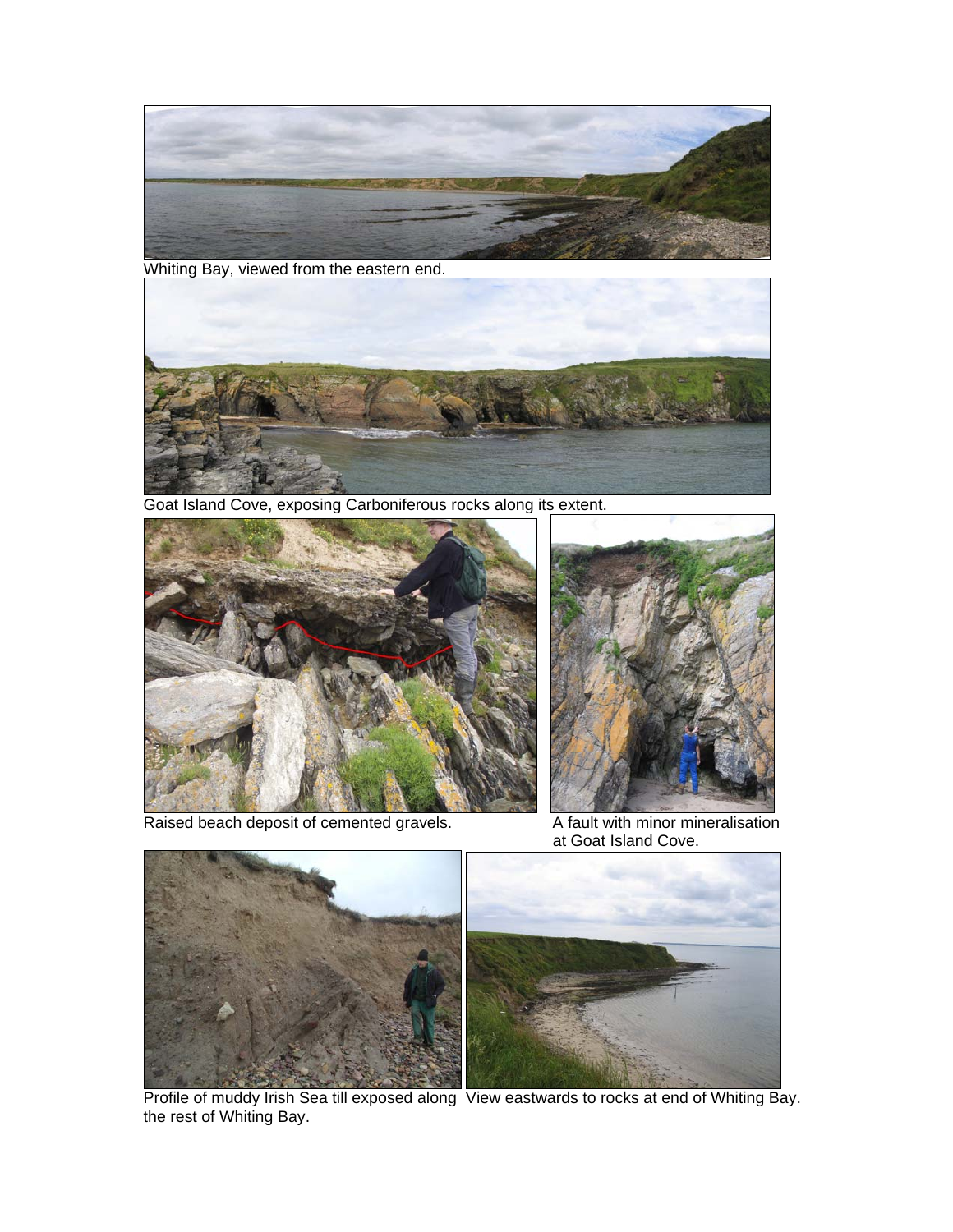Whiting Bay, viewed from the eastern end.

Goat Island Cove, exposing Carboniferous rocks along its extent.

Raised beach deposit of cemented gravels.

A fault with minor mineralisation at Goat Island Cove.

Profile of muddy Irish Sea till exposed along the rest of Whiting Bay.

View eastwards to rocks at end of Whiting Bay.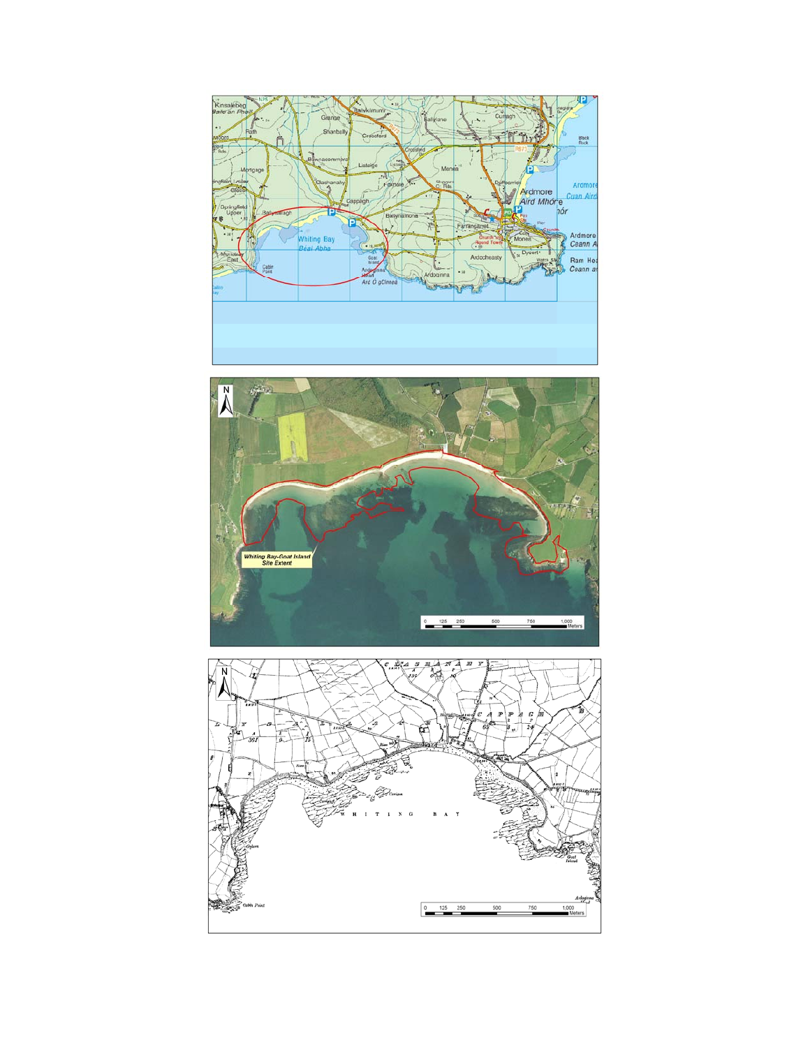Whiting Bay-Goat Island
Site Extent

0 125 250 500 750 1,000
Meters

W H I T I N G B A Y

0 125 250 500 750 1,000
Meters